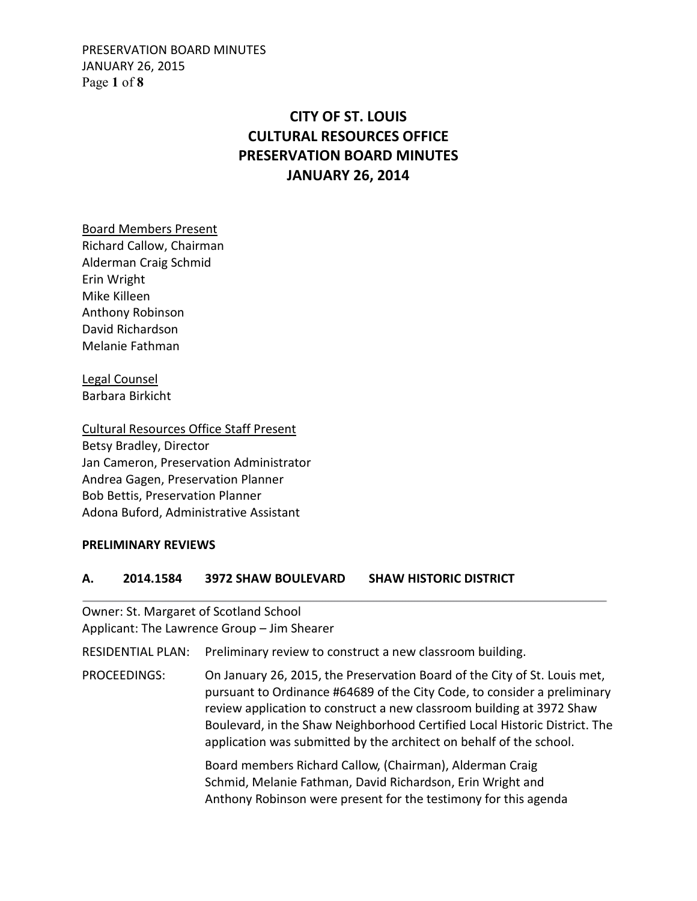# CITY OF ST. LOUIS
# CULTURAL RESOURCES OFFICE
# PRESERVATION BOARD MINUTES
# JANUARY 26, 2014

Board Members Present
Richard Callow, Chairman
Alderman Craig Schmid
Erin Wright
Mike Killeen
Anthony Robinson
David Richardson
Melanie Fathman

Legal Counsel
Barbara Birkicht

Cultural Resources Office Staff Present
Betsy Bradley, Director
Jan Cameron, Preservation Administrator
Andrea Gagen, Preservation Planner
Bob Bettis, Preservation Planner
Adona Buford, Administrative Assistant

**PRELIMINARY REVIEWS**

**A. 2014.1584 3972 SHAW BOULEVARD SHAW HISTORIC DISTRICT**

---

Owner: St. Margaret of Scotland School
Applicant: The Lawrence Group – Jim Shearer

RESIDENTIAL PLAN: Preliminary review to construct a new classroom building.

PROCEEDINGS: On January 26, 2015, the Preservation Board of the City of St. Louis met, pursuant to Ordinance #64689 of the City Code, to consider a preliminary review application to construct a new classroom building at 3972 Shaw Boulevard, in the Shaw Neighborhood Certified Local Historic District. The application was submitted by the architect on behalf of the school.

Board members Richard Callow, (Chairman), Alderman Craig Schmid, Melanie Fathman, David Richardson, Erin Wright and Anthony Robinson were present for the testimony for this agenda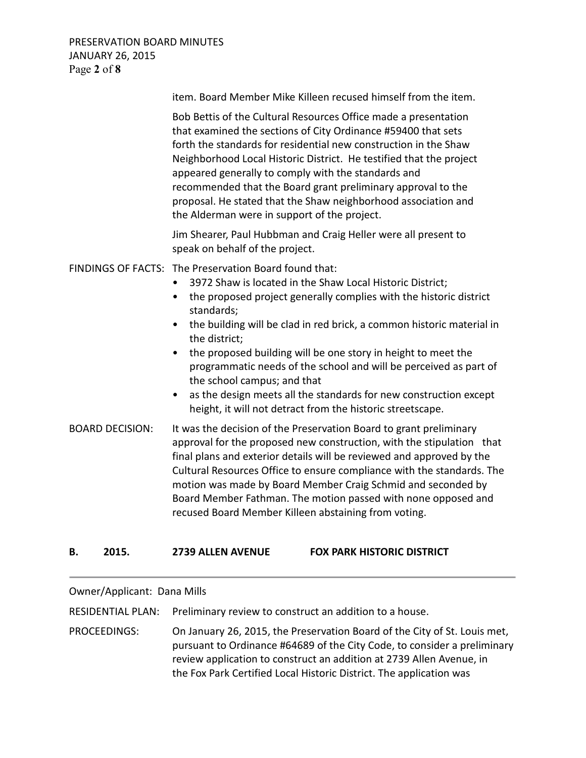item. Board Member Mike Killeen recused himself from the item.

Bob Bettis of the Cultural Resources Office made a presentation that examined the sections of City Ordinance #59400 that sets forth the standards for residential new construction in the Shaw Neighborhood Local Historic District. He testified that the project appeared generally to comply with the standards and recommended that the Board grant preliminary approval to the proposal. He stated that the Shaw neighborhood association and the Alderman were in support of the project.

Jim Shearer, Paul Hubbman and Craig Heller were all present to speak on behalf of the project.

FINDINGS OF FACTS: The Preservation Board found that:

- 3972 Shaw is located in the Shaw Local Historic District;
- the proposed project generally complies with the historic district standards;
- the building will be clad in red brick, a common historic material in the district;
- the proposed building will be one story in height to meet the programmatic needs of the school and will be perceived as part of the school campus; and that
- as the design meets all the standards for new construction except height, it will not detract from the historic streetscape.

BOARD DECISION: It was the decision of the Preservation Board to grant preliminary approval for the proposed new construction, with the stipulation that final plans and exterior details will be reviewed and approved by the Cultural Resources Office to ensure compliance with the standards. The motion was made by Board Member Craig Schmid and seconded by Board Member Fathman. The motion passed with none opposed and recused Board Member Killeen abstaining from voting.

## B. 2015. 2739 ALLEN AVENUE FOX PARK HISTORIC DISTRICT

---

Owner/Applicant: Dana Mills

RESIDENTIAL PLAN: Preliminary review to construct an addition to a house.

PROCEEDINGS: On January 26, 2015, the Preservation Board of the City of St. Louis met, pursuant to Ordinance #64689 of the City Code, to consider a preliminary review application to construct an addition at 2739 Allen Avenue, in the Fox Park Certified Local Historic District. The application was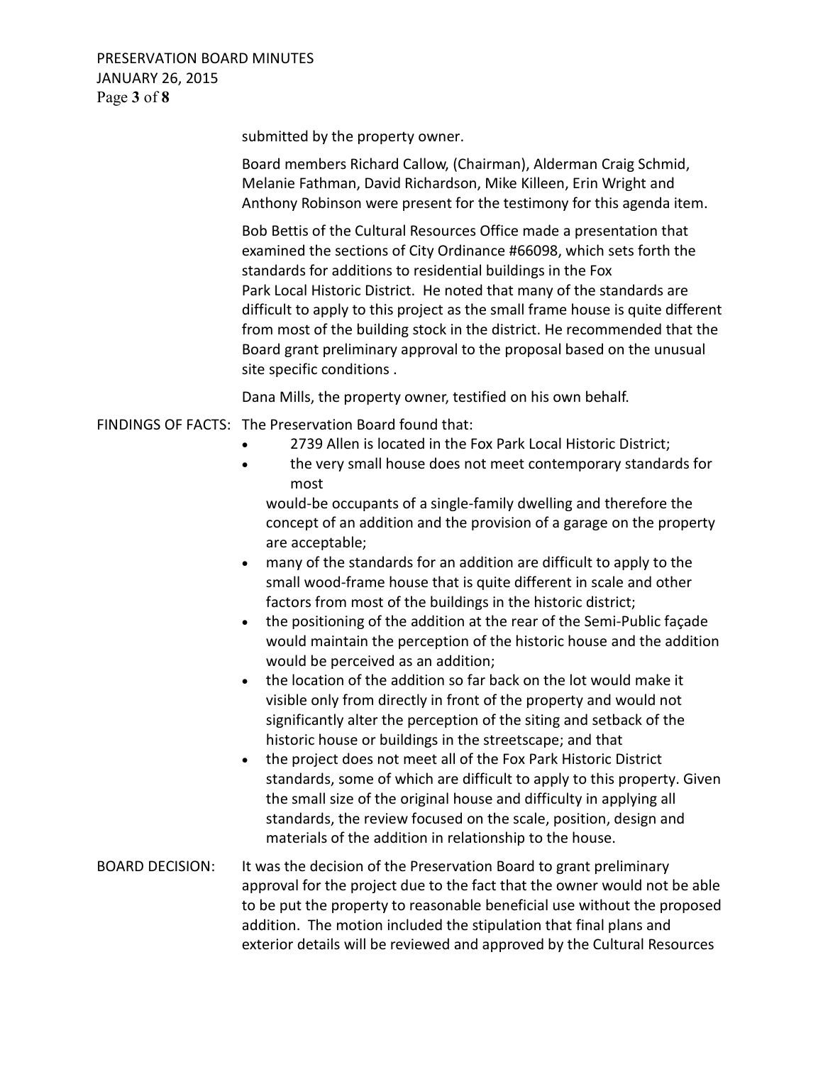submitted by the property owner.

Board members Richard Callow, (Chairman), Alderman Craig Schmid, Melanie Fathman, David Richardson, Mike Killeen, Erin Wright and Anthony Robinson were present for the testimony for this agenda item.

Bob Bettis of the Cultural Resources Office made a presentation that examined the sections of City Ordinance #66098, which sets forth the standards for additions to residential buildings in the Fox Park Local Historic District. He noted that many of the standards are difficult to apply to this project as the small frame house is quite different from most of the building stock in the district. He recommended that the Board grant preliminary approval to the proposal based on the unusual site specific conditions .

Dana Mills, the property owner, testified on his own behalf.

FINDINGS OF FACTS: The Preservation Board found that:

- 2739 Allen is located in the Fox Park Local Historic District;
- the very small house does not meet contemporary standards for most would-be occupants of a single-family dwelling and therefore the concept of an addition and the provision of a garage on the property are acceptable;
- many of the standards for an addition are difficult to apply to the small wood-frame house that is quite different in scale and other factors from most of the buildings in the historic district;
- the positioning of the addition at the rear of the Semi-Public façade would maintain the perception of the historic house and the addition would be perceived as an addition;
- the location of the addition so far back on the lot would make it visible only from directly in front of the property and would not significantly alter the perception of the siting and setback of the historic house or buildings in the streetscape; and that
- the project does not meet all of the Fox Park Historic District standards, some of which are difficult to apply to this property. Given the small size of the original house and difficulty in applying all standards, the review focused on the scale, position, design and materials of the addition in relationship to the house.

BOARD DECISION: It was the decision of the Preservation Board to grant preliminary approval for the project due to the fact that the owner would not be able to be put the property to reasonable beneficial use without the proposed addition. The motion included the stipulation that final plans and exterior details will be reviewed and approved by the Cultural Resources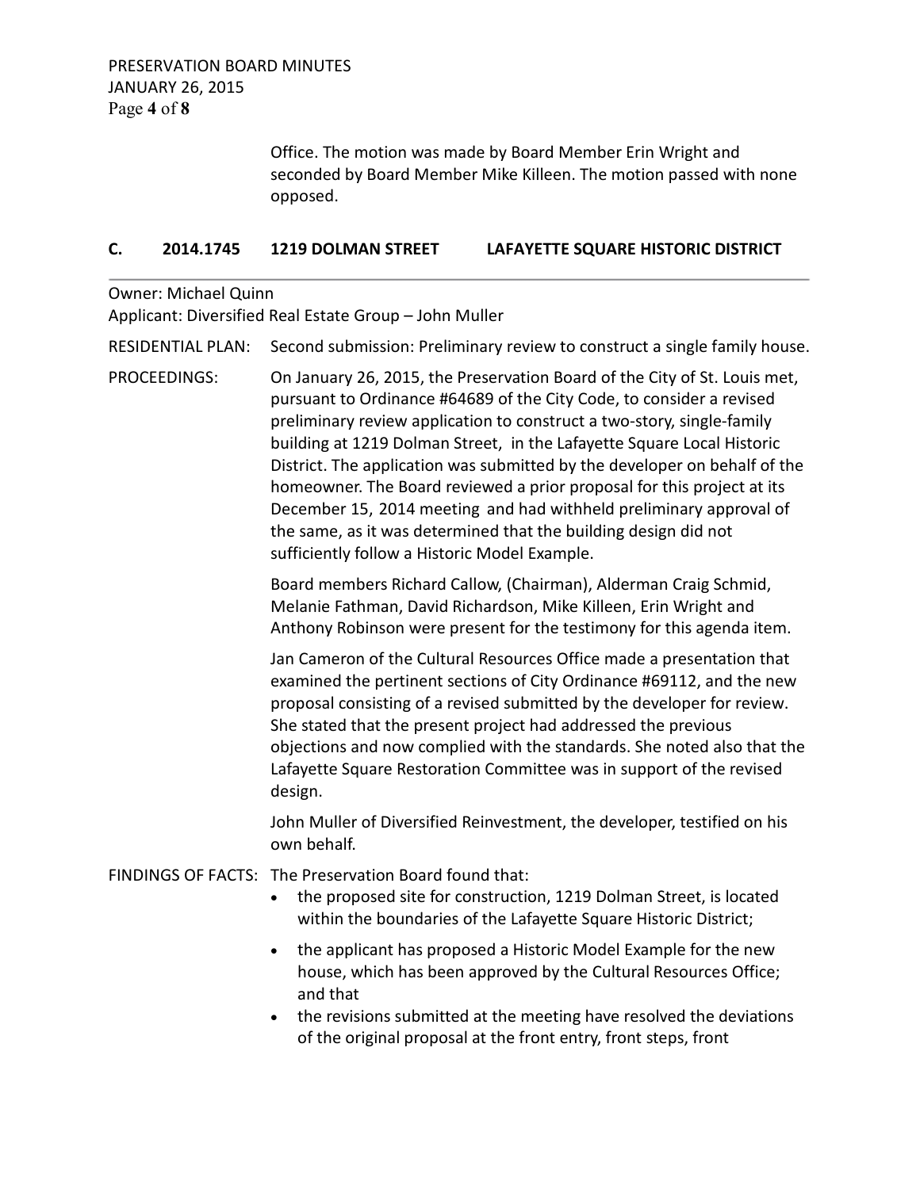Office. The motion was made by Board Member Erin Wright and seconded by Board Member Mike Killeen. The motion passed with none opposed.

## C. 2014.1745 1219 DOLMAN STREET LAFAYETTE SQUARE HISTORIC DISTRICT

Owner: Michael Quinn
Applicant: Diversified Real Estate Group – John Muller

RESIDENTIAL PLAN: Second submission: Preliminary review to construct a single family house.

PROCEEDINGS: On January 26, 2015, the Preservation Board of the City of St. Louis met, pursuant to Ordinance #64689 of the City Code, to consider a revised preliminary review application to construct a two-story, single-family building at 1219 Dolman Street, in the Lafayette Square Local Historic District. The application was submitted by the developer on behalf of the homeowner. The Board reviewed a prior proposal for this project at its December 15, 2014 meeting and had withheld preliminary approval of the same, as it was determined that the building design did not sufficiently follow a Historic Model Example.

Board members Richard Callow, (Chairman), Alderman Craig Schmid, Melanie Fathman, David Richardson, Mike Killeen, Erin Wright and Anthony Robinson were present for the testimony for this agenda item.

Jan Cameron of the Cultural Resources Office made a presentation that examined the pertinent sections of City Ordinance #69112, and the new proposal consisting of a revised submitted by the developer for review. She stated that the present project had addressed the previous objections and now complied with the standards. She noted also that the Lafayette Square Restoration Committee was in support of the revised design.

John Muller of Diversified Reinvestment, the developer, testified on his own behalf.

FINDINGS OF FACTS: The Preservation Board found that:

- the proposed site for construction, 1219 Dolman Street, is located within the boundaries of the Lafayette Square Historic District;
- the applicant has proposed a Historic Model Example for the new house, which has been approved by the Cultural Resources Office; and that
- the revisions submitted at the meeting have resolved the deviations of the original proposal at the front entry, front steps, front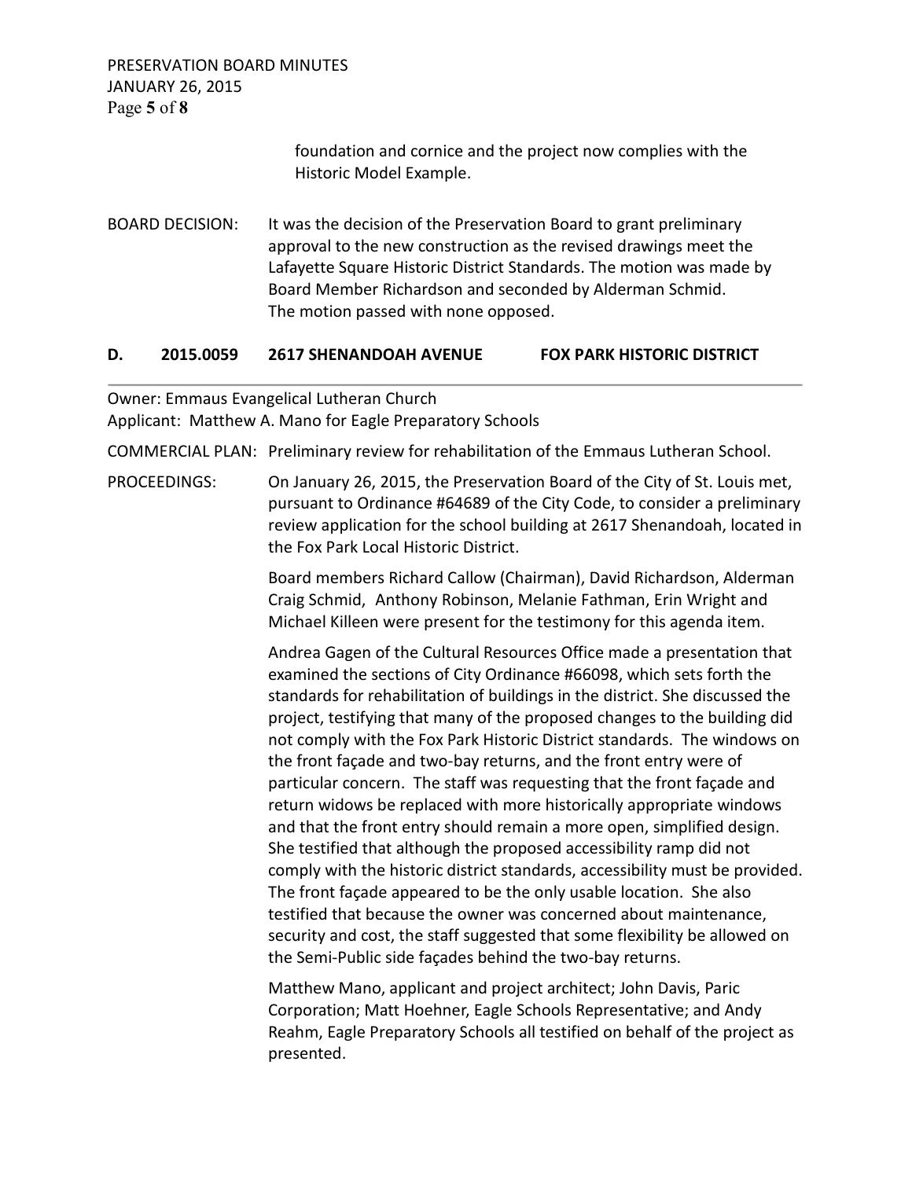foundation and cornice and the project now complies with the Historic Model Example.

BOARD DECISION: It was the decision of the Preservation Board to grant preliminary approval to the new construction as the revised drawings meet the Lafayette Square Historic District Standards. The motion was made by Board Member Richardson and seconded by Alderman Schmid. The motion passed with none opposed.

## D. 2015.0059 2617 SHENANDOAH AVENUE FOX PARK HISTORIC DISTRICT

Owner: Emmaus Evangelical Lutheran Church
Applicant: Matthew A. Mano for Eagle Preparatory Schools

COMMERCIAL PLAN: Preliminary review for rehabilitation of the Emmaus Lutheran School.

PROCEEDINGS: On January 26, 2015, the Preservation Board of the City of St. Louis met, pursuant to Ordinance #64689 of the City Code, to consider a preliminary review application for the school building at 2617 Shenandoah, located in the Fox Park Local Historic District.

Board members Richard Callow (Chairman), David Richardson, Alderman Craig Schmid, Anthony Robinson, Melanie Fathman, Erin Wright and Michael Killeen were present for the testimony for this agenda item.

Andrea Gagen of the Cultural Resources Office made a presentation that examined the sections of City Ordinance #66098, which sets forth the standards for rehabilitation of buildings in the district. She discussed the project, testifying that many of the proposed changes to the building did not comply with the Fox Park Historic District standards. The windows on the front façade and two-bay returns, and the front entry were of particular concern. The staff was requesting that the front façade and return widows be replaced with more historically appropriate windows and that the front entry should remain a more open, simplified design. She testified that although the proposed accessibility ramp did not comply with the historic district standards, accessibility must be provided. The front façade appeared to be the only usable location. She also testified that because the owner was concerned about maintenance, security and cost, the staff suggested that some flexibility be allowed on the Semi-Public side façades behind the two-bay returns.

Matthew Mano, applicant and project architect; John Davis, Paric Corporation; Matt Hoehner, Eagle Schools Representative; and Andy Reahm, Eagle Preparatory Schools all testified on behalf of the project as presented.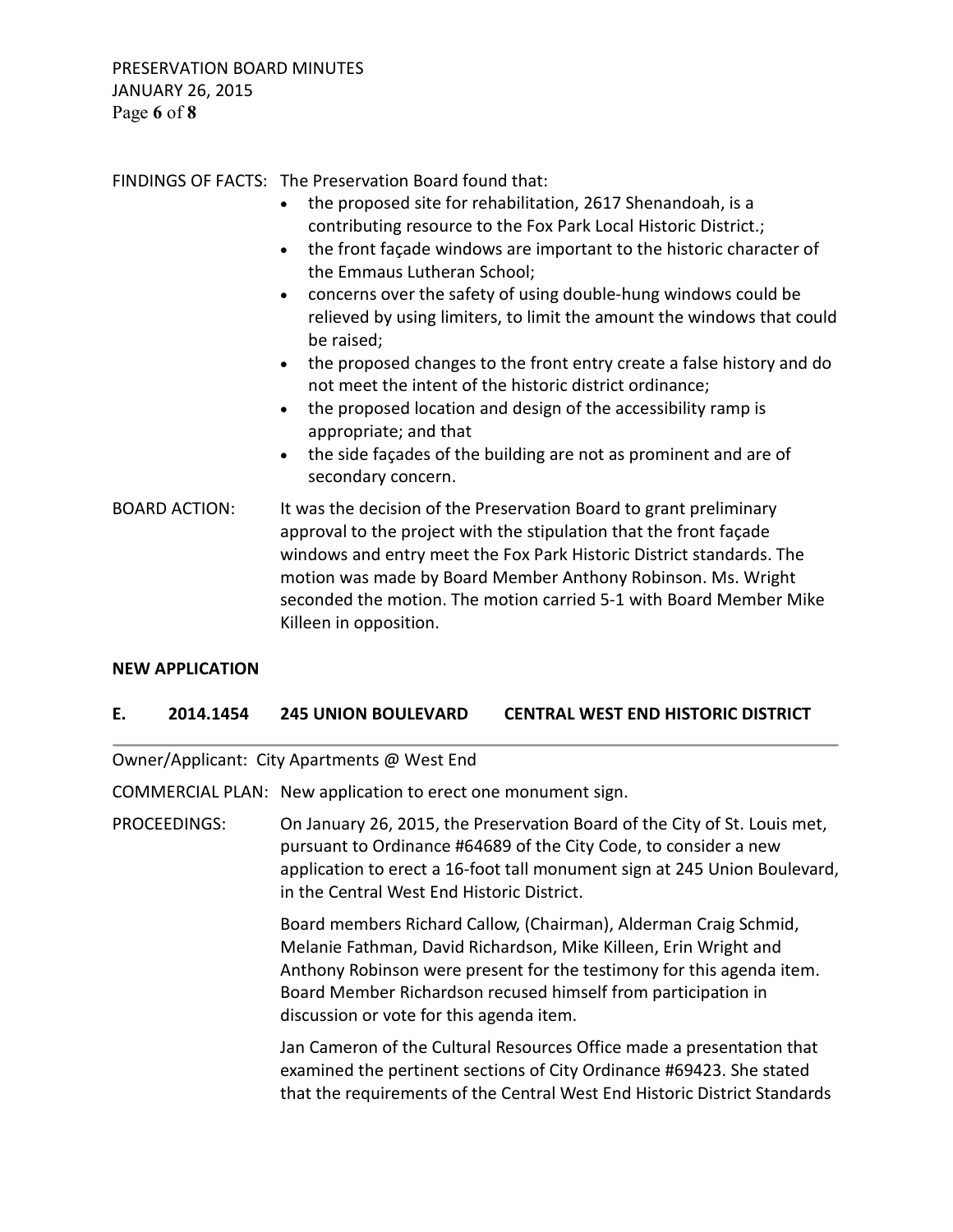FINDINGS OF FACTS: The Preservation Board found that:

- the proposed site for rehabilitation, 2617 Shenandoah, is a contributing resource to the Fox Park Local Historic District.;
- the front façade windows are important to the historic character of the Emmaus Lutheran School;
- concerns over the safety of using double-hung windows could be relieved by using limiters, to limit the amount the windows that could be raised;
- the proposed changes to the front entry create a false history and do not meet the intent of the historic district ordinance;
- the proposed location and design of the accessibility ramp is appropriate; and that
- the side façades of the building are not as prominent and are of secondary concern.

BOARD ACTION: It was the decision of the Preservation Board to grant preliminary approval to the project with the stipulation that the front façade windows and entry meet the Fox Park Historic District standards. The motion was made by Board Member Anthony Robinson. Ms. Wright seconded the motion. The motion carried 5-1 with Board Member Mike Killeen in opposition.

**NEW APPLICATION**

**E. 2014.1454 245 UNION BOULEVARD CENTRAL WEST END HISTORIC DISTRICT**

---

Owner/Applicant: City Apartments @ West End

COMMERCIAL PLAN: New application to erect one monument sign.

PROCEEDINGS: On January 26, 2015, the Preservation Board of the City of St. Louis met, pursuant to Ordinance #64689 of the City Code, to consider a new application to erect a 16-foot tall monument sign at 245 Union Boulevard, in the Central West End Historic District.

Board members Richard Callow, (Chairman), Alderman Craig Schmid, Melanie Fathman, David Richardson, Mike Killeen, Erin Wright and Anthony Robinson were present for the testimony for this agenda item. Board Member Richardson recused himself from participation in discussion or vote for this agenda item.

Jan Cameron of the Cultural Resources Office made a presentation that examined the pertinent sections of City Ordinance #69423. She stated that the requirements of the Central West End Historic District Standards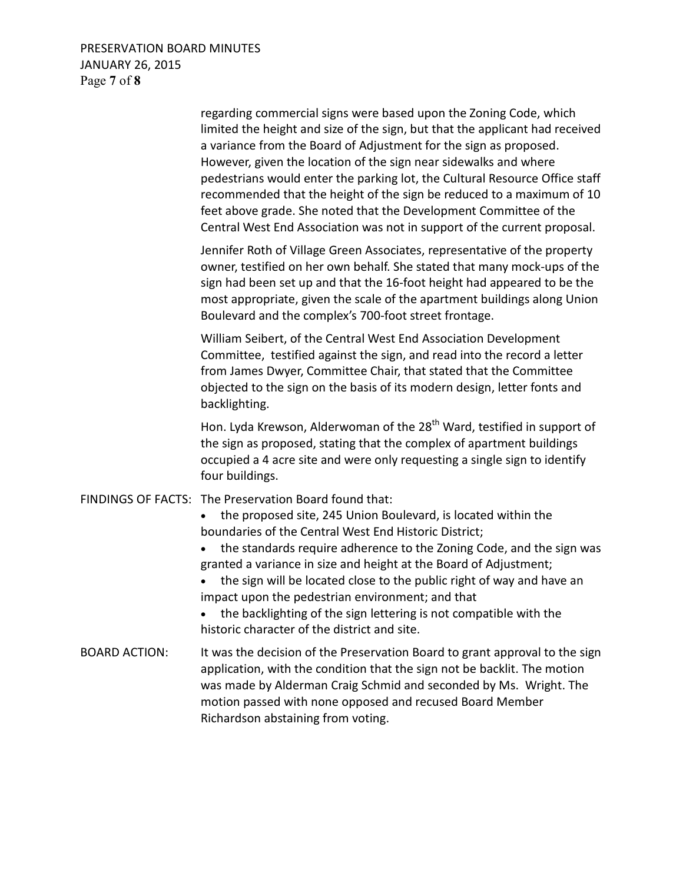regarding commercial signs were based upon the Zoning Code, which limited the height and size of the sign, but that the applicant had received a variance from the Board of Adjustment for the sign as proposed. However, given the location of the sign near sidewalks and where pedestrians would enter the parking lot, the Cultural Resource Office staff recommended that the height of the sign be reduced to a maximum of 10 feet above grade. She noted that the Development Committee of the Central West End Association was not in support of the current proposal.

Jennifer Roth of Village Green Associates, representative of the property owner, testified on her own behalf. She stated that many mock-ups of the sign had been set up and that the 16-foot height had appeared to be the most appropriate, given the scale of the apartment buildings along Union Boulevard and the complex's 700-foot street frontage.

William Seibert, of the Central West End Association Development Committee, testified against the sign, and read into the record a letter from James Dwyer, Committee Chair, that stated that the Committee objected to the sign on the basis of its modern design, letter fonts and backlighting.

Hon. Lyda Krewson, Alderwoman of the 28th Ward, testified in support of the sign as proposed, stating that the complex of apartment buildings occupied a 4 acre site and were only requesting a single sign to identify four buildings.

FINDINGS OF FACTS: The Preservation Board found that:

- the proposed site, 245 Union Boulevard, is located within the boundaries of the Central West End Historic District;
- the standards require adherence to the Zoning Code, and the sign was granted a variance in size and height at the Board of Adjustment;
- the sign will be located close to the public right of way and have an impact upon the pedestrian environment; and that
- the backlighting of the sign lettering is not compatible with the historic character of the district and site.

BOARD ACTION: It was the decision of the Preservation Board to grant approval to the sign application, with the condition that the sign not be backlit. The motion was made by Alderman Craig Schmid and seconded by Ms. Wright. The motion passed with none opposed and recused Board Member Richardson abstaining from voting.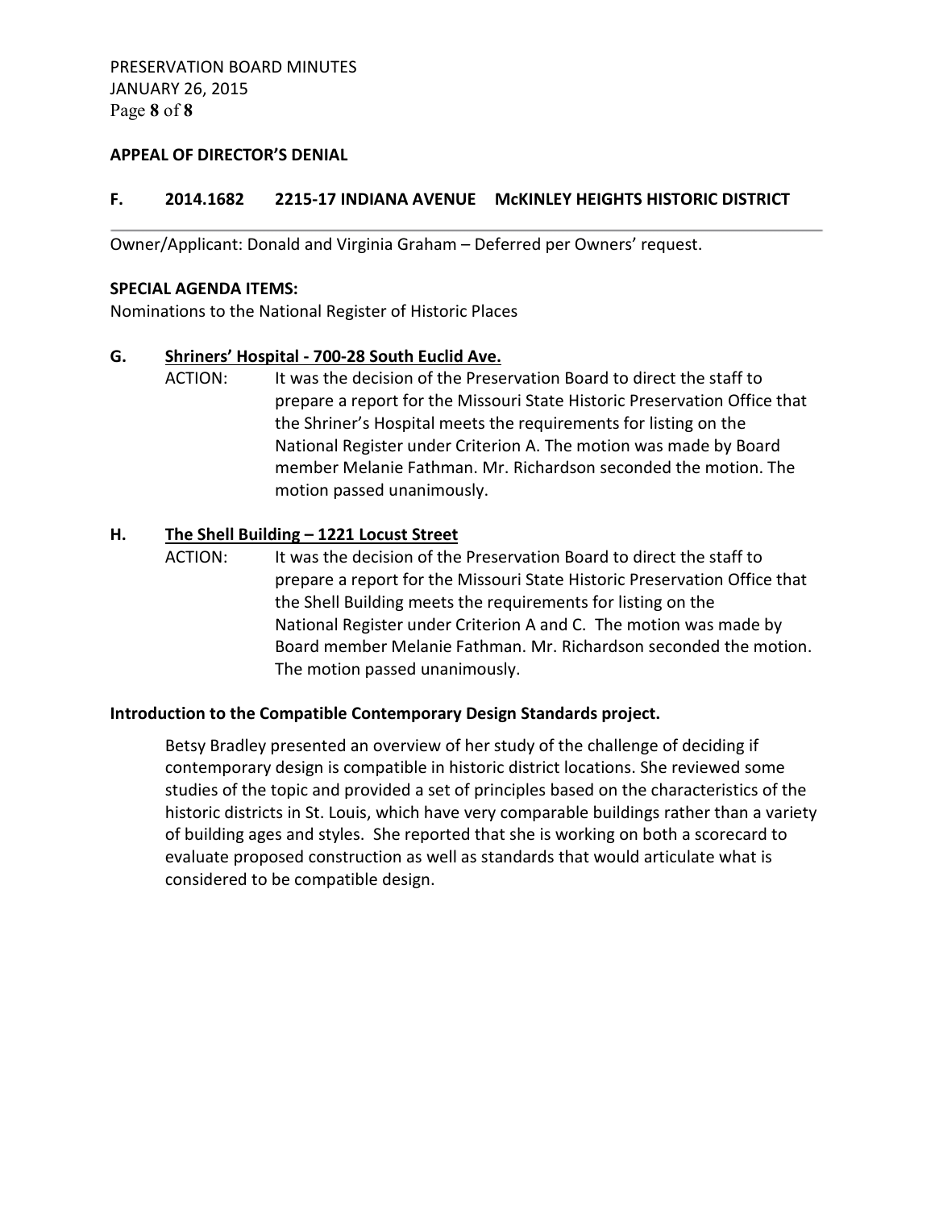**APPEAL OF DIRECTOR'S DENIAL**

**F. 2014.1682 2215-17 INDIANA AVENUE McKINLEY HEIGHTS HISTORIC DISTRICT**

---

Owner/Applicant: Donald and Virginia Graham – Deferred per Owners' request.

**SPECIAL AGENDA ITEMS:**
Nominations to the National Register of Historic Places

**G. Shriners' Hospital - 700-28 South Euclid Ave.**

ACTION: It was the decision of the Preservation Board to direct the staff to prepare a report for the Missouri State Historic Preservation Office that the Shriner's Hospital meets the requirements for listing on the National Register under Criterion A. The motion was made by Board member Melanie Fathman. Mr. Richardson seconded the motion. The motion passed unanimously.

**H. The Shell Building – 1221 Locust Street**

ACTION: It was the decision of the Preservation Board to direct the staff to prepare a report for the Missouri State Historic Preservation Office that the Shell Building meets the requirements for listing on the National Register under Criterion A and C. The motion was made by Board member Melanie Fathman. Mr. Richardson seconded the motion. The motion passed unanimously.

**Introduction to the Compatible Contemporary Design Standards project.**

Betsy Bradley presented an overview of her study of the challenge of deciding if contemporary design is compatible in historic district locations. She reviewed some studies of the topic and provided a set of principles based on the characteristics of the historic districts in St. Louis, which have very comparable buildings rather than a variety of building ages and styles. She reported that she is working on both a scorecard to evaluate proposed construction as well as standards that would articulate what is considered to be compatible design.